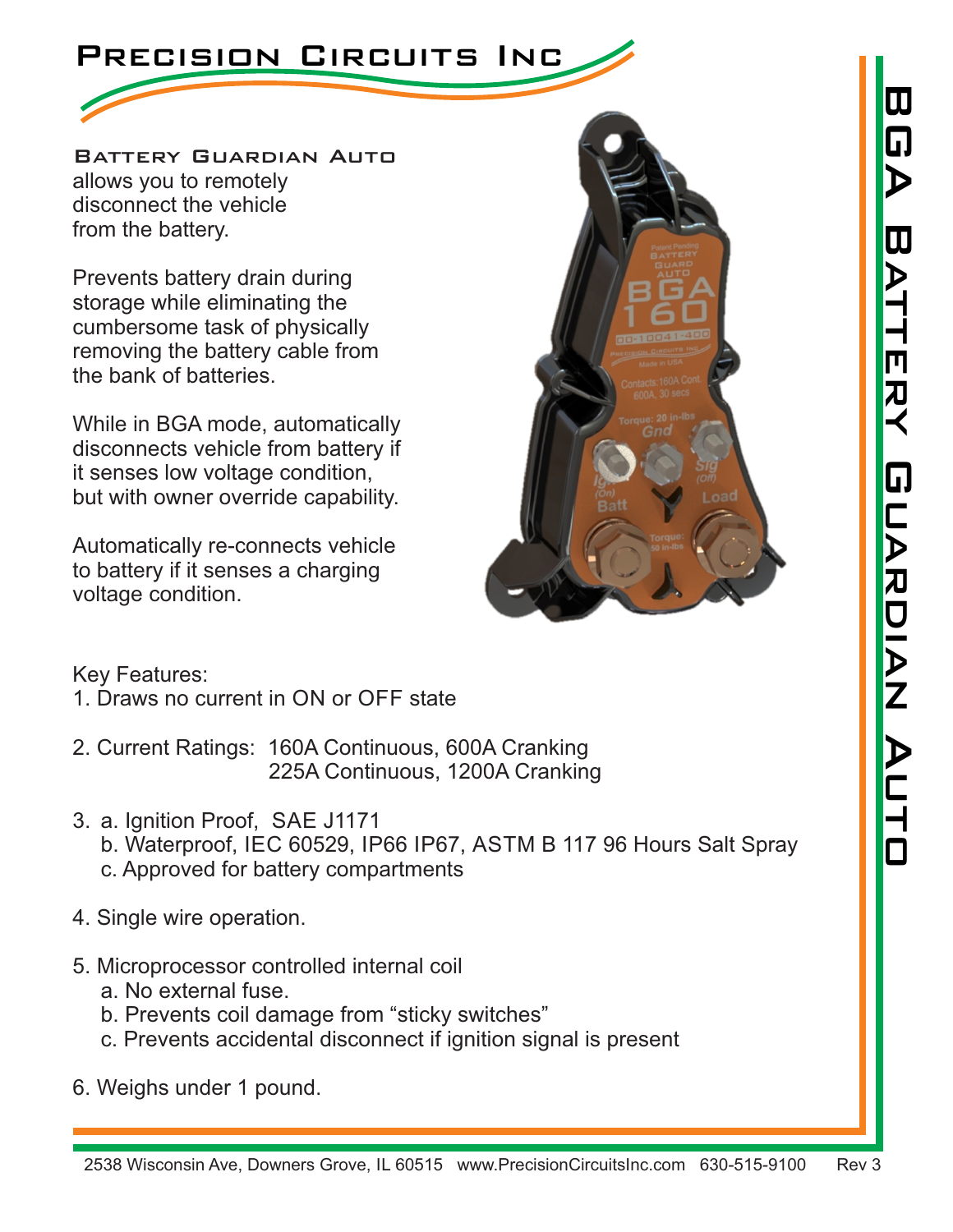# Precision Circuits Inc

## BGA Battery Guardian Auto

**Battery Guardian Auto** allows you to remotely disconnect the vehicle from the battery.

Prevents battery drain during storage while eliminating the cumbersome task of physically removing the battery cable from the bank of batteries.

While in BGA mode, automatically disconnects vehicle from battery if it senses low voltage condition, but with owner override capability.

Automatically re-connects vehicle to battery if it senses a charging voltage condition.

Key Features:

1. Draws no current in ON or OFF state
2. Current Ratings: 160A Continuous, 600A Cranking
   225A Continuous, 1200A Cranking
3. a. Ignition Proof, SAE J1171
   b. Waterproof, IEC 60529, IP66 IP67, ASTM B 117 96 Hours Salt Spray
   c. Approved for battery compartments
4. Single wire operation.
5. Microprocessor controlled internal coil
   a. No external fuse.
   b. Prevents coil damage from “sticky switches”
   c. Prevents accidental disconnect if ignition signal is present
6. Weighs under 1 pound.

2538 Wisconsin Ave, Downers Grove, IL 60515 www.PrecisionCircuitsInc.com 630-515-9100 Rev 3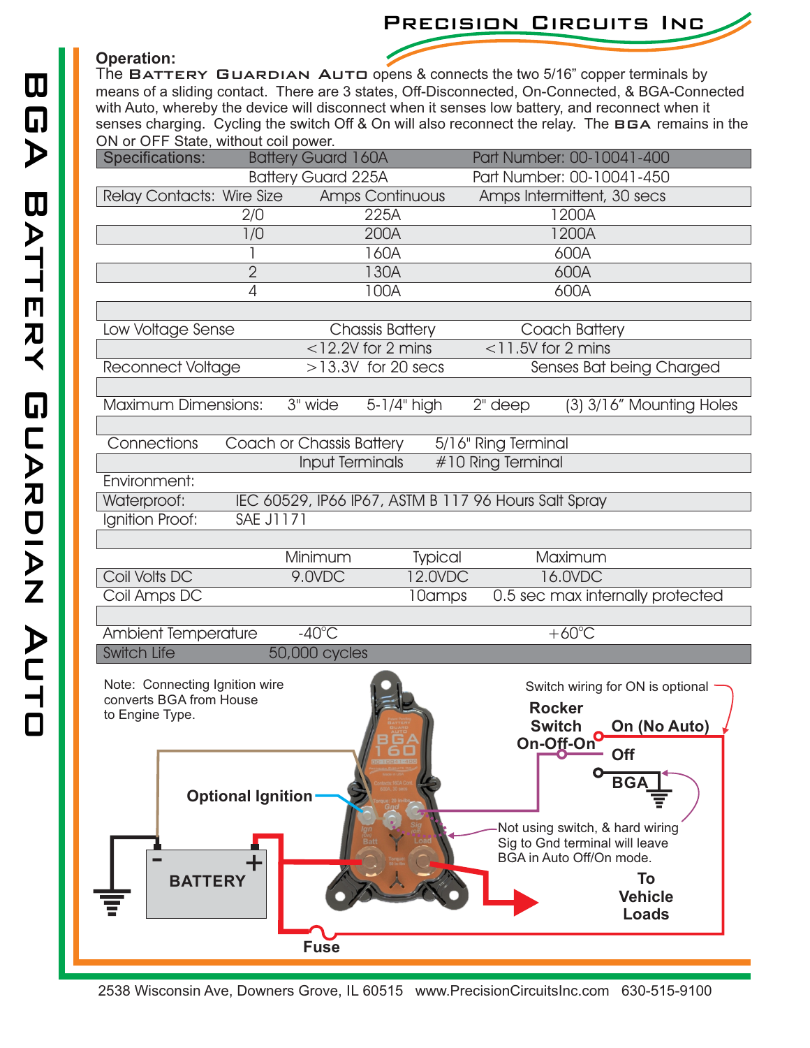## Operation:

The BATTERY GUARDIAN AUTO opens & connects the two 5/16" copper terminals by means of a sliding contact. There are 3 states, Off-Disconnected, On-Connected, & BGA-Connected with Auto, whereby the device will disconnect when it senses low battery, and reconnect when it senses charging. Cycling the switch Off & On will also reconnect the relay. The BGA remains in the ON or OFF State, without coil power.

| | | | | |
|---|---|---|---|---|
| Specifications: | Battery Guard 160A | | Part Number: 00-10041-400 | |
| | Battery Guard 225A | | Part Number: 00-10041-450 | |
| Relay Contacts: Wire Size | | Amps Continuous | Amps Intermittent, 30 secs | |
| 2/0 | | 225A | 1200A | |
| 1/0 | | 200A | 1200A | |
| 1 | | 160A | 600A | |
| 2 | | 130A | 600A | |
| 4 | | 100A | 600A | |
| | | | | |
| Low Voltage Sense | | Chassis Battery | Coach Battery | |
| | | <12.2V for 2 mins | <11.5V for 2 mins | |
| Reconnect Voltage | | >13.3V for 20 secs | Senses Bat being Charged | |
| | | | | |
| Maximum Dimensions: | 3" wide | 5-1/4" high | 2" deep | (3) 3/16" Mounting Holes |
| | | | | |
| Connections | Coach or Chassis Battery | | 5/16" Ring Terminal | |
| | Input Terminals | | #10 Ring Terminal | |
| Environment: | | | | |
| Waterproof: | IEC 60529, IP66 IP67, ASTM B 117 96 Hours Salt Spray | | | |
| Ignition Proof: | SAE J1171 | | | |
| | | | | |
| | Minimum | Typical | Maximum | |
| Coil Volts DC | 9.0VDC | 12.0VDC | 16.0VDC | |
| Coil Amps DC | | 10amps | 0.5 sec max internally protected | |
| | | | | |
| Ambient Temperature | -40°C | | +60°C | |
| Switch Life | 50,000 cycles | | | |

Note: Connecting Ignition wire converts BGA from House to Engine Type.

Switch wiring for ON is optional

Rocker Switch On-Off-On

On (No Auto)

Off

BGA

Optional Ignition

Not using switch, & hard wiring Sig to Gnd terminal will leave BGA in Auto Off/On mode.

BATTERY

To Vehicle Loads

Fuse